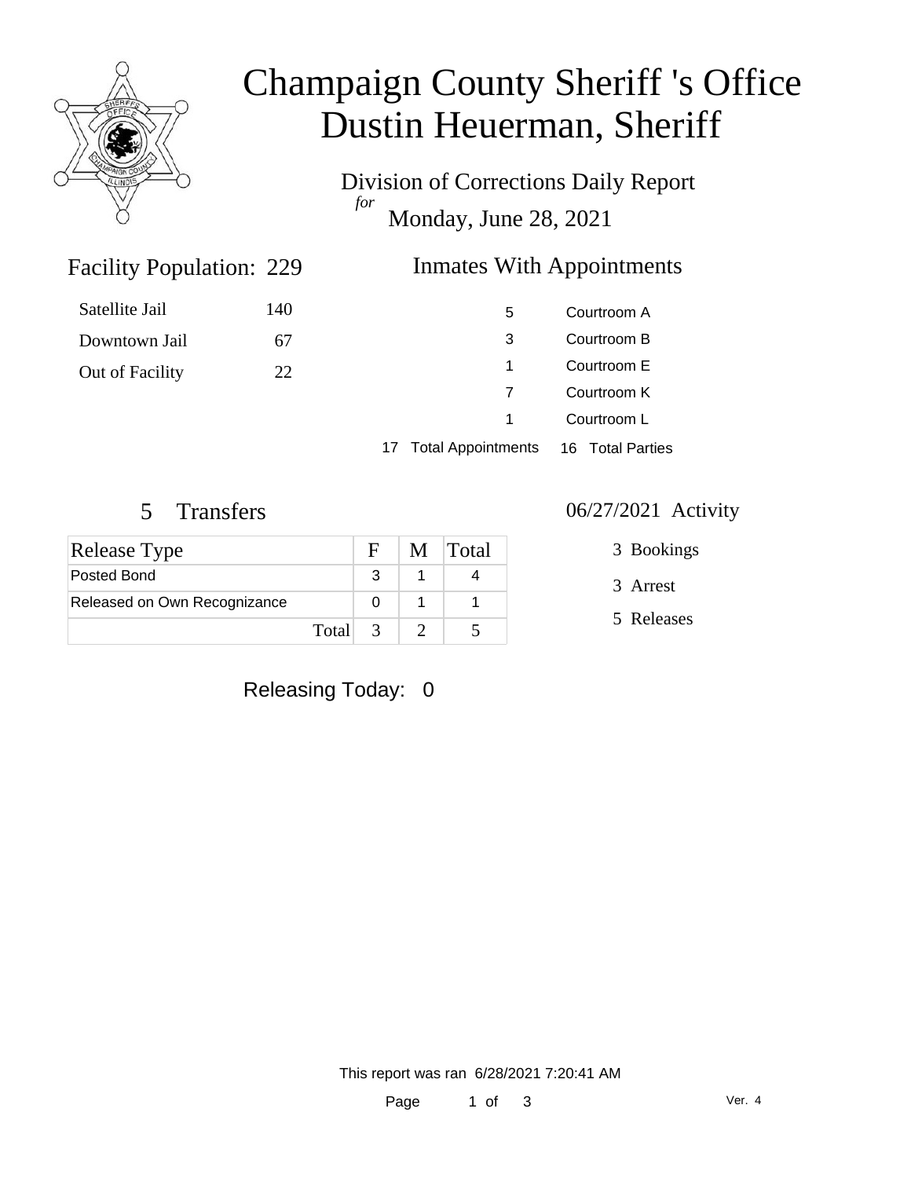# Champaign County Sheriff 's Office
# Dustin Heuerman, Sheriff

Division of Corrections Daily Report
*for*
Monday, June 28, 2021

## Facility Population: 229

| | |
|---|---|
| Satellite Jail | 140 |
| Downtown Jail | 67 |
| Out of Facility | 22 |

## Inmates With Appointments

| | |
|---|---|
| 5 | Courtroom A |
| 3 | Courtroom B |
| 1 | Courtroom E |
| 7 | Courtroom K |
| 1 | Courtroom L |
| 17 Total Appointments | 16 Total Parties |

## 5 Transfers

| Release Type | F | M | Total |
|---|---|---|---|
| Posted Bond | 3 | 1 | 4 |
| Released on Own Recognizance | 0 | 1 | 1 |
| Total | 3 | 2 | 5 |

## 06/27/2021 Activity

3 Bookings

3 Arrest

5 Releases

Releasing Today: 0

This report was ran 6/28/2021 7:20:41 AM

Ver. 4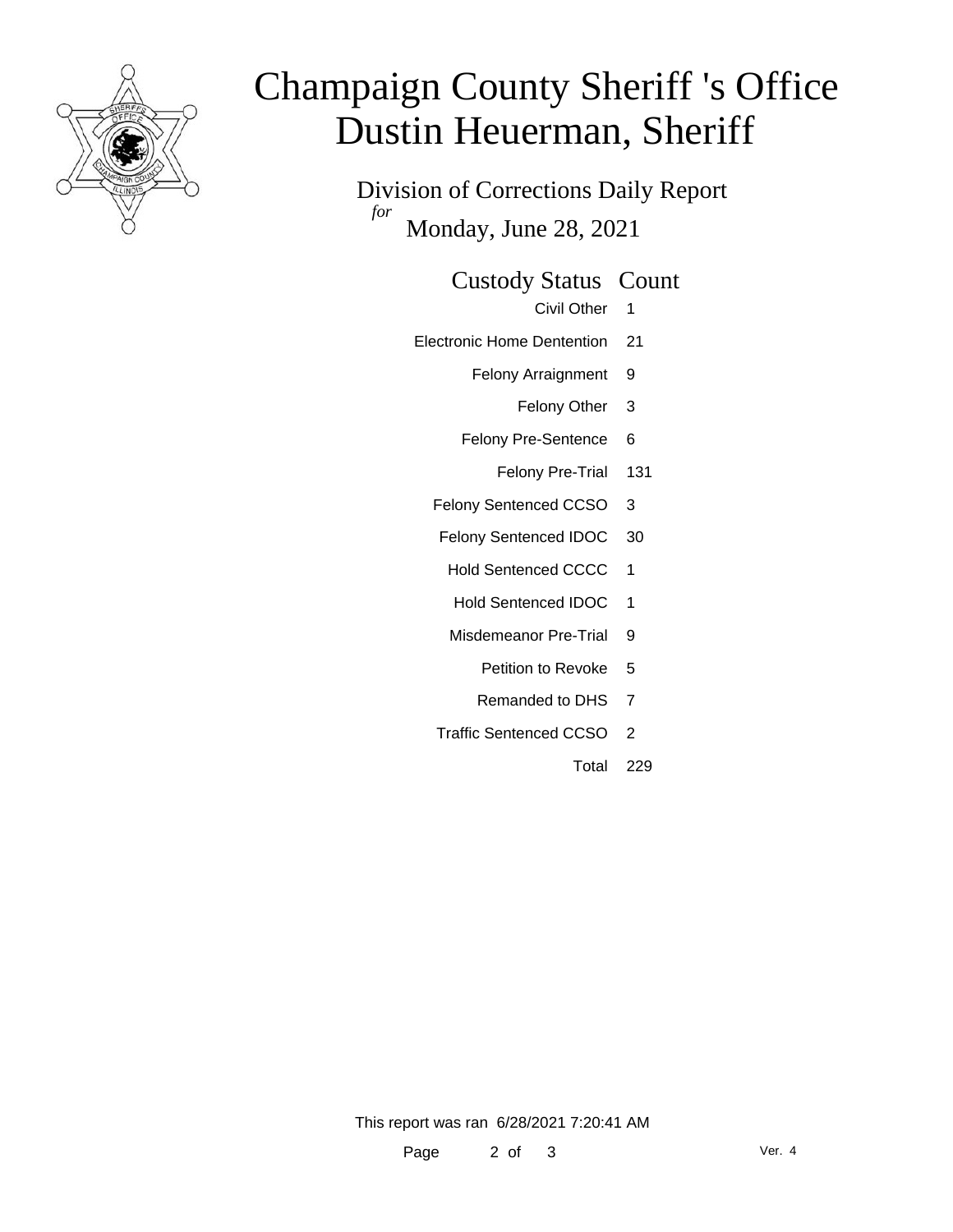# Champaign County Sheriff 's Office
# Dustin Heuerman, Sheriff

## Division of Corrections Daily Report
*for*
## Monday, June 28, 2021

| Custody Status | Count |
| --- | --- |
| Civil Other | 1 |
| Electronic Home Dentention | 21 |
| Felony Arraignment | 9 |
| Felony Other | 3 |
| Felony Pre-Sentence | 6 |
| Felony Pre-Trial | 131 |
| Felony Sentenced CCSO | 3 |
| Felony Sentenced IDOC | 30 |
| Hold Sentenced CCCC | 1 |
| Hold Sentenced IDOC | 1 |
| Misdemeanor Pre-Trial | 9 |
| Petition to Revoke | 5 |
| Remanded to DHS | 7 |
| Traffic Sentenced CCSO | 2 |
| Total | 229 |

This report was ran 6/28/2021 7:20:41 AM

Ver. 4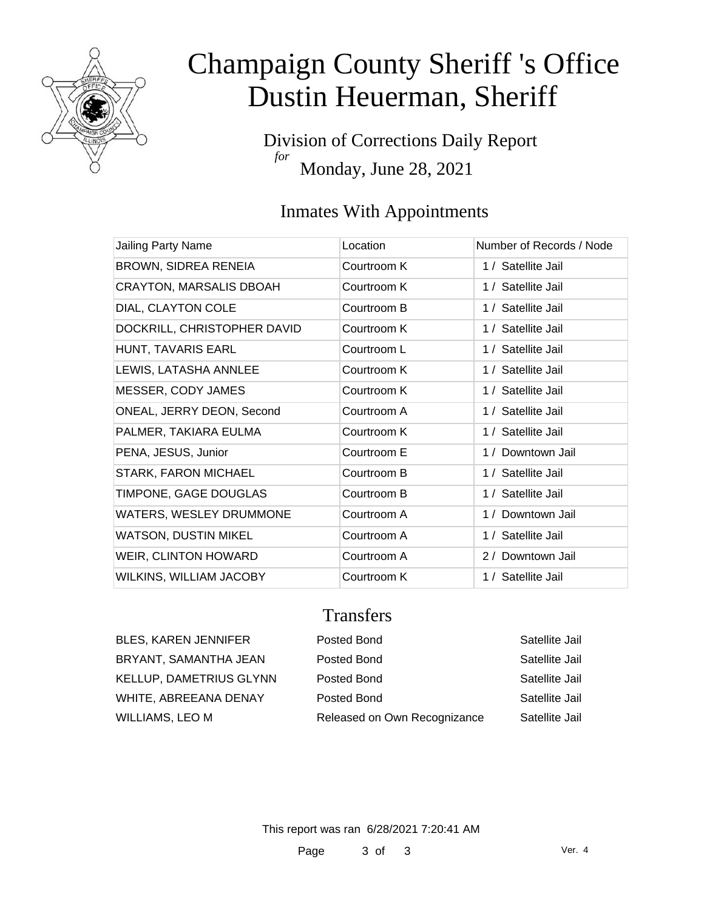# Champaign County Sheriff 's Office
# Dustin Heuerman, Sheriff

Division of Corrections Daily Report

*for*

Monday, June 28, 2021

## Inmates With Appointments

| Jailing Party Name | Location | Number of Records / Node |
|---|---|---|
| BROWN, SIDREA RENEIA | Courtroom K | 1 / Satellite Jail |
| CRAYTON, MARSALIS DBOAH | Courtroom K | 1 / Satellite Jail |
| DIAL, CLAYTON COLE | Courtroom B | 1 / Satellite Jail |
| DOCKRILL, CHRISTOPHER DAVID | Courtroom K | 1 / Satellite Jail |
| HUNT, TAVARIS EARL | Courtroom L | 1 / Satellite Jail |
| LEWIS, LATASHA ANNLEE | Courtroom K | 1 / Satellite Jail |
| MESSER, CODY JAMES | Courtroom K | 1 / Satellite Jail |
| ONEAL, JERRY DEON, Second | Courtroom A | 1 / Satellite Jail |
| PALMER, TAKIARA EULMA | Courtroom K | 1 / Satellite Jail |
| PENA, JESUS, Junior | Courtroom E | 1 / Downtown Jail |
| STARK, FARON MICHAEL | Courtroom B | 1 / Satellite Jail |
| TIMPONE, GAGE DOUGLAS | Courtroom B | 1 / Satellite Jail |
| WATERS, WESLEY DRUMMONE | Courtroom A | 1 / Downtown Jail |
| WATSON, DUSTIN MIKEL | Courtroom A | 1 / Satellite Jail |
| WEIR, CLINTON HOWARD | Courtroom A | 2 / Downtown Jail |
| WILKINS, WILLIAM JACOBY | Courtroom K | 1 / Satellite Jail |

## Transfers

| | | |
|---|---|---|
| BLES, KAREN JENNIFER | Posted Bond | Satellite Jail |
| BRYANT, SAMANTHA JEAN | Posted Bond | Satellite Jail |
| KELLUP, DAMETRIUS GLYNN | Posted Bond | Satellite Jail |
| WHITE, ABREEANA DENAY | Posted Bond | Satellite Jail |
| WILLIAMS, LEO M | Released on Own Recognizance | Satellite Jail |

This report was ran 6/28/2021 7:20:41 AM

Ver. 4